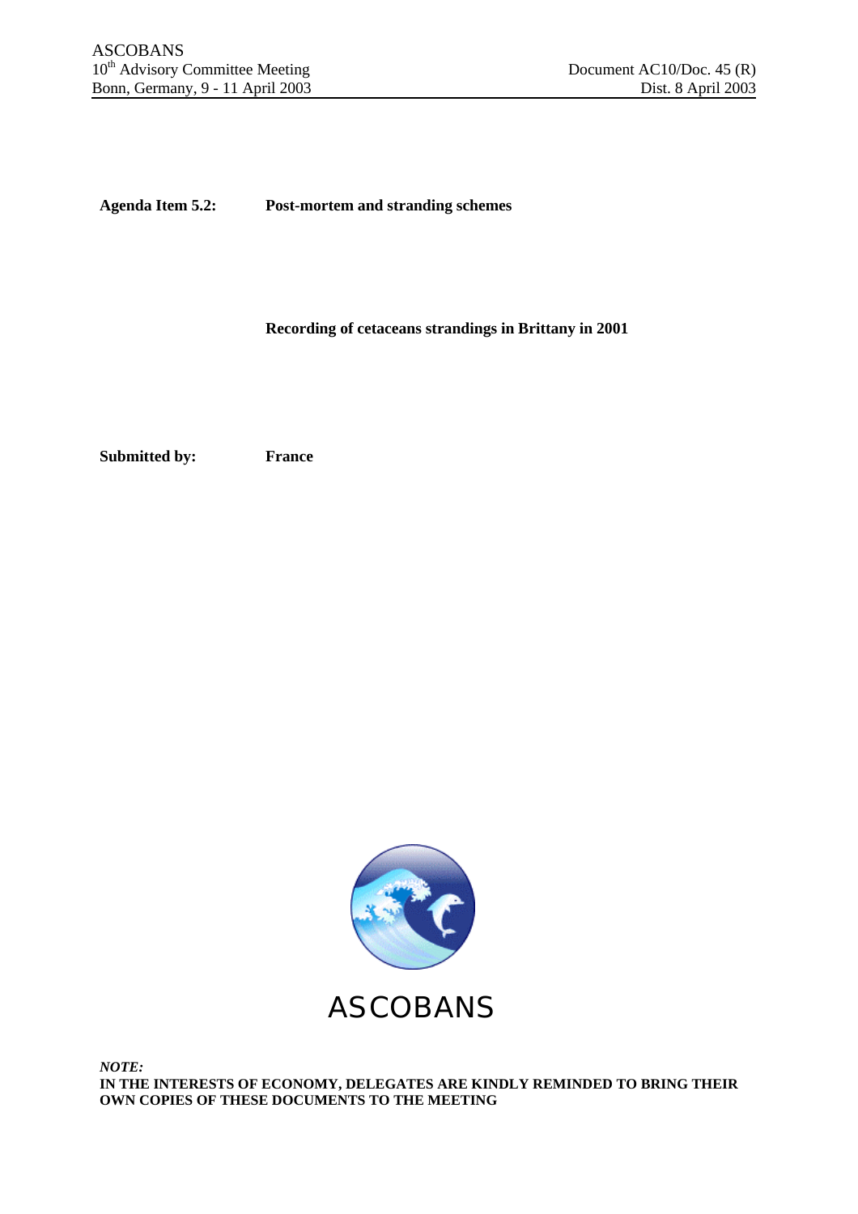ASCOBANS
10th Advisory Committee Meeting
Bonn, Germany, 9 - 11 April 2003

Document AC10/Doc. 45 (R)
Dist. 8 April 2003

**Agenda Item 5.2:** **Post-mortem and stranding schemes**

**Recording of cetaceans strandings in Brittany in 2001**

**Submitted by:** **France**

ASCOBANS

***NOTE:***
**IN THE INTERESTS OF ECONOMY, DELEGATES ARE KINDLY REMINDED TO BRING THEIR OWN COPIES OF THESE DOCUMENTS TO THE MEETING**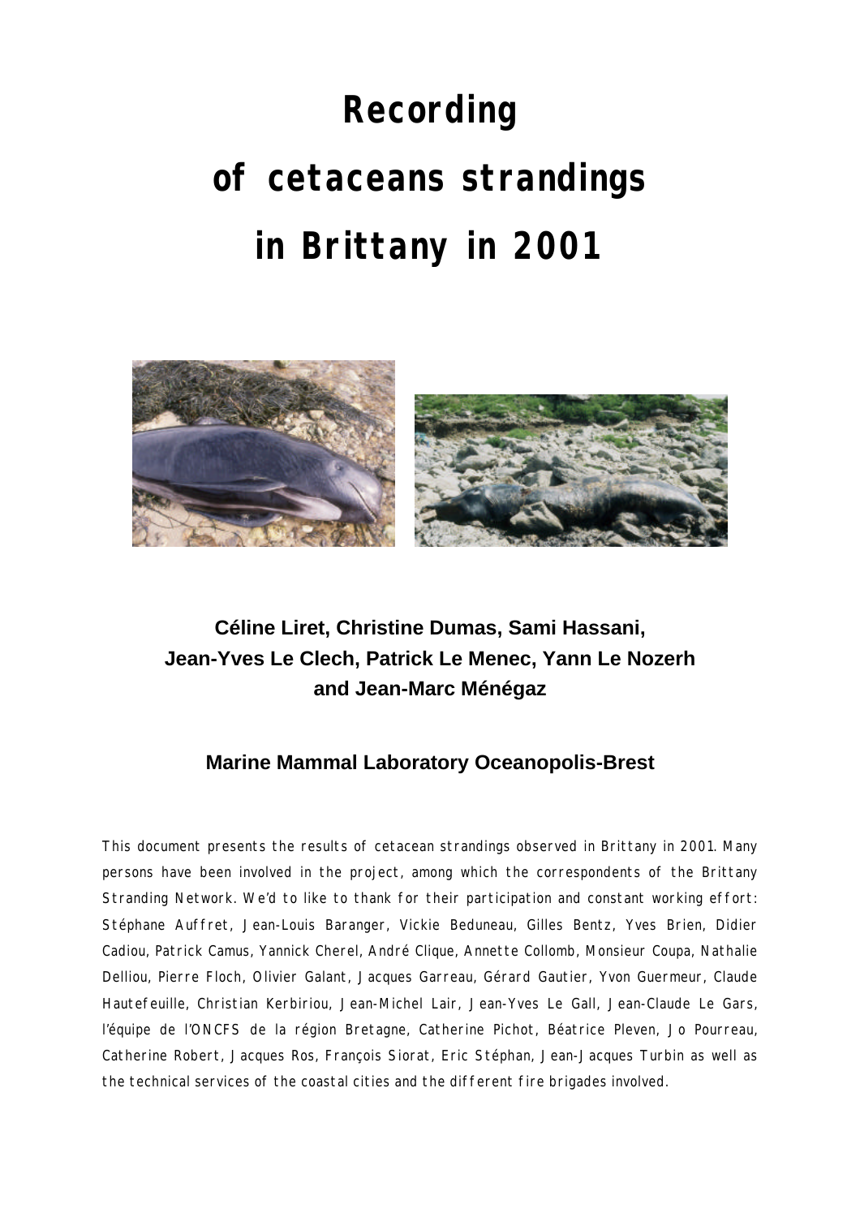# Recording

# of cetaceans strandings

# in Brittany in 2001

**Céline Liret, Christine Dumas, Sami Hassani, Jean-Yves Le Clech, Patrick Le Menec, Yann Le Nozerh and Jean-Marc Ménégaz**

**Marine Mammal Laboratory Oceanopolis-Brest**

This document presents the results of cetacean strandings observed in Brittany in 2001. Many persons have been involved in the project, among which the correspondents of the Brittany Stranding Network. We'd to like to thank for their participation and constant working effort: Stéphane Auffret, Jean-Louis Baranger, Vickie Beduneau, Gilles Bentz, Yves Brien, Didier Cadiou, Patrick Camus, Yannick Cherel, André Clique, Annette Collomb, Monsieur Coupa, Nathalie Delliou, Pierre Floch, Olivier Galant, Jacques Garreau, Gérard Gautier, Yvon Guermeur, Claude Hautefeuille, Christian Kerbiriou, Jean-Michel Lair, Jean-Yves Le Gall, Jean-Claude Le Gars, l'équipe de l'ONCFS de la région Bretagne, Catherine Pichot, Béatrice Pleven, Jo Pourreau, Catherine Robert, Jacques Ros, François Siorat, Eric Stéphan, Jean-Jacques Turbin as well as the technical services of the coastal cities and the different fire brigades involved.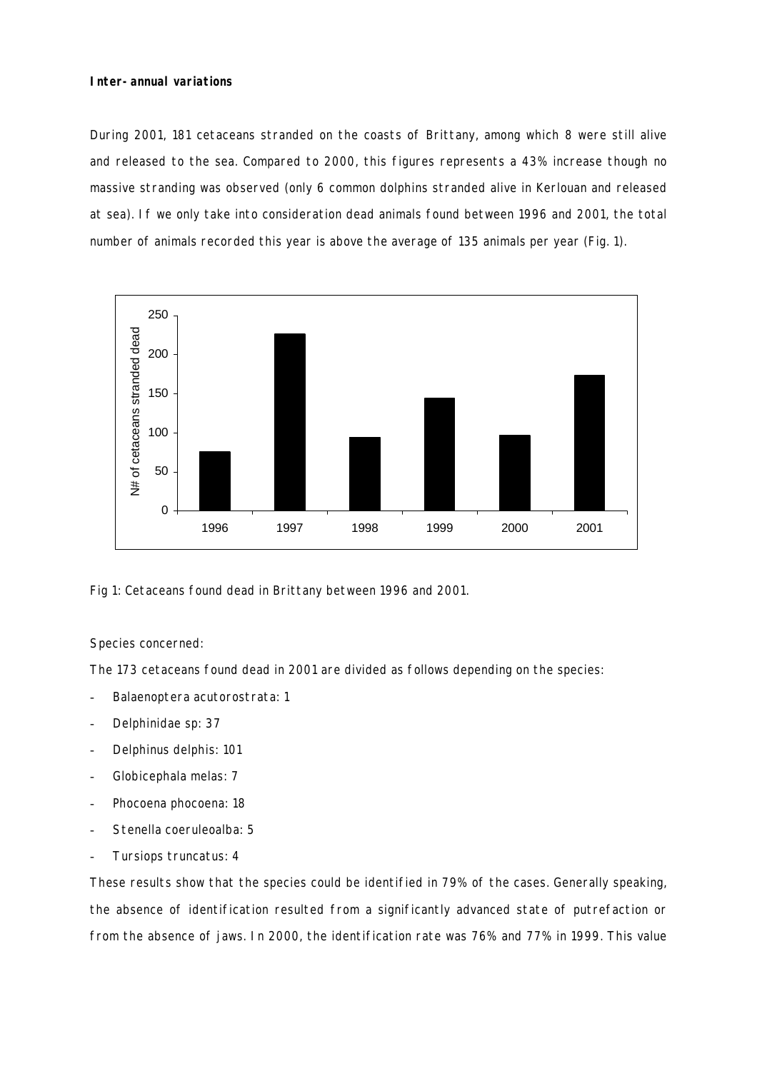***Inter-annual variations***

During 2001, 181 cetaceans stranded on the coasts of Brittany, among which 8 were still alive and released to the sea. Compared to 2000, this figures represents a 43% increase though no massive stranding was observed (only 6 common dolphins stranded alive in Kerlouan and released at sea). If we only take into consideration dead animals found between 1996 and 2001, the total number of animals recorded this year is above the average of 135 animals per year (Fig. 1).

Fig 1: Cetaceans found dead in Brittany between 1996 and 2001.

Species concerned:

The 173 cetaceans found dead in 2001 are divided as follows depending on the species:

- *Balaenoptera acutorostrata*: 1
- Delphinidae sp: 37
- *Delphinus delphis*: 101
- *Globicephala melas*: 7
- *Phocoena phocoena*: 18
- *Stenella coeruleoalba*: 5
- *Tursiops truncatus*: 4

These results show that the species could be identified in 79% of the cases. Generally speaking, the absence of identification resulted from a significantly advanced state of putrefaction or from the absence of jaws. In 2000, the identification rate was 76% and 77% in 1999. This value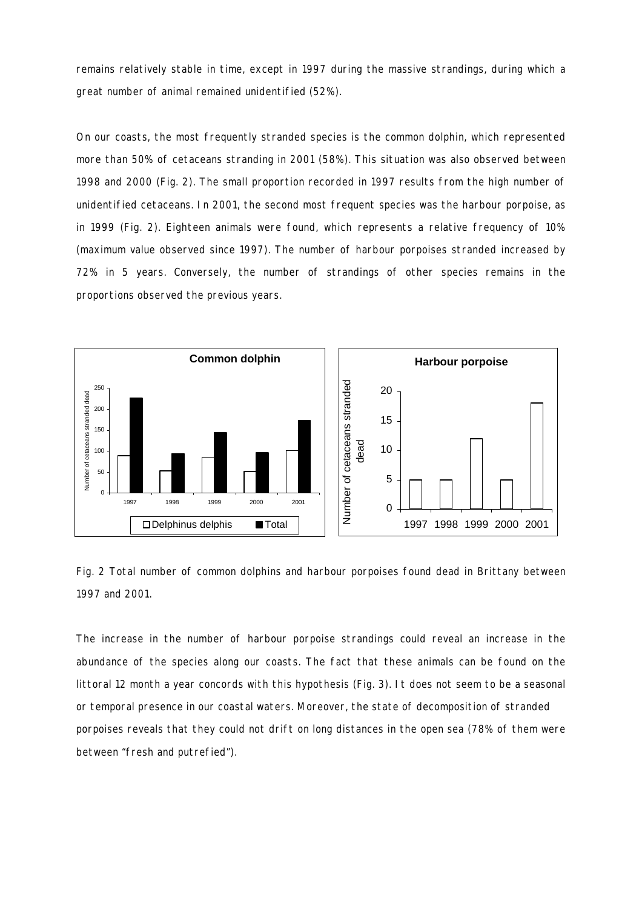remains relatively stable in time, except in 1997 during the massive strandings, during which a great number of animal remained unidentified (52%).

On our coasts, the most frequently stranded species is the common dolphin, which represented more than 50% of cetaceans stranding in 2001 (58%). This situation was also observed between 1998 and 2000 (Fig. 2). The small proportion recorded in 1997 results from the high number of unidentified cetaceans. In 2001, the second most frequent species was the harbour porpoise, as in 1999 (Fig. 2). Eighteen animals were found, which represents a relative frequency of 10% (maximum value observed since 1997). The number of harbour porpoises stranded increased by 72% in 5 years. Conversely, the number of strandings of other species remains in the proportions observed the previous years.

Fig. 2 Total number of common dolphins and harbour porpoises found dead in Brittany between 1997 and 2001.

The increase in the number of harbour porpoise strandings could reveal an increase in the abundance of the species along our coasts. The fact that these animals can be found on the littoral 12 month a year concords with this hypothesis (Fig. 3). It does not seem to be a seasonal or temporal presence in our coastal waters. Moreover, the state of decomposition of stranded porpoises reveals that they could not drift on long distances in the open sea (78% of them were between "fresh and putrefied").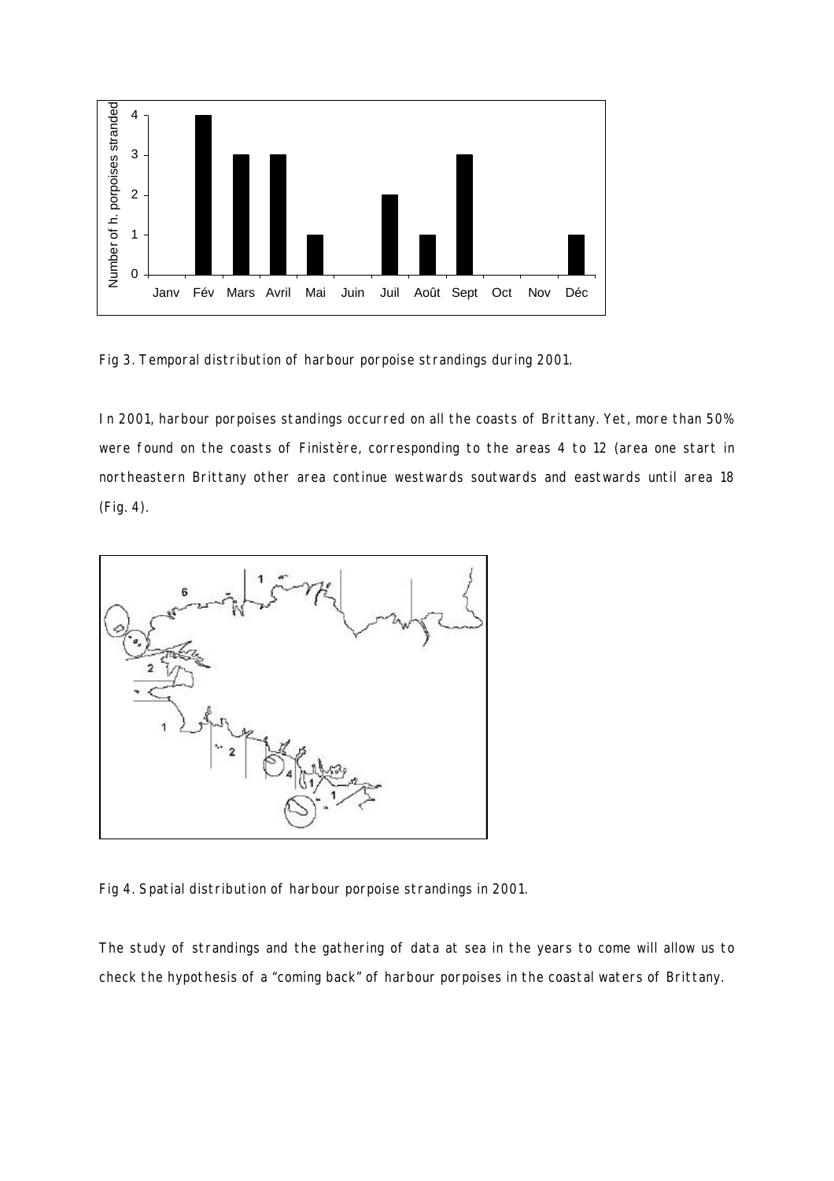Fig 3. Temporal distribution of harbour porpoise strandings during 2001.

In 2001, harbour porpoises standings occurred on all the coasts of Brittany. Yet, more than 50% were found on the coasts of Finistère, corresponding to the areas 4 to 12 (area one start in northeastern Brittany other area continue westwards soutwards and eastwards until area 18 (Fig. 4).

Fig 4. Spatial distribution of harbour porpoise strandings in 2001.

The study of strandings and the gathering of data at sea in the years to come will allow us to check the hypothesis of a "coming back" of harbour porpoises in the coastal waters of Brittany.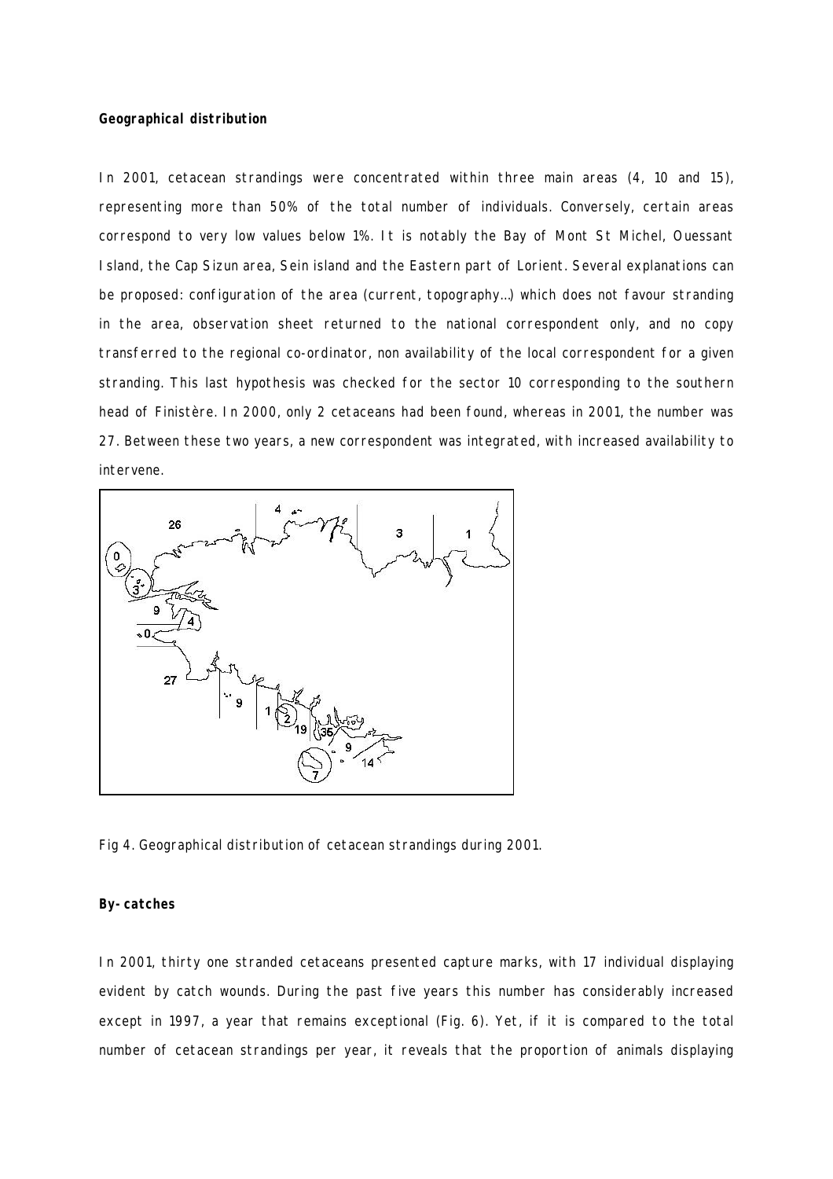**Geographical distribution**

In 2001, cetacean strandings were concentrated within three main areas (4, 10 and 15), representing more than 50% of the total number of individuals. Conversely, certain areas correspond to very low values below 1%. It is notably the Bay of Mont St Michel, Ouessant Island, the Cap Sizun area, Sein island and the Eastern part of Lorient. Several explanations can be proposed: configuration of the area (current, topography…) which does not favour stranding in the area, observation sheet returned to the national correspondent only, and no copy transferred to the regional co-ordinator, non availability of the local correspondent for a given stranding. This last hypothesis was checked for the sector 10 corresponding to the southern head of Finistère. In 2000, only 2 cetaceans had been found, whereas in 2001, the number was 27. Between these two years, a new correspondent was integrated, with increased availability to intervene.

Fig 4. Geographical distribution of cetacean strandings during 2001.

**By-catches**

In 2001, thirty one stranded cetaceans presented capture marks, with 17 individual displaying evident by catch wounds. During the past five years this number has considerably increased except in 1997, a year that remains exceptional (Fig. 6). Yet, if it is compared to the total number of cetacean strandings per year, it reveals that the proportion of animals displaying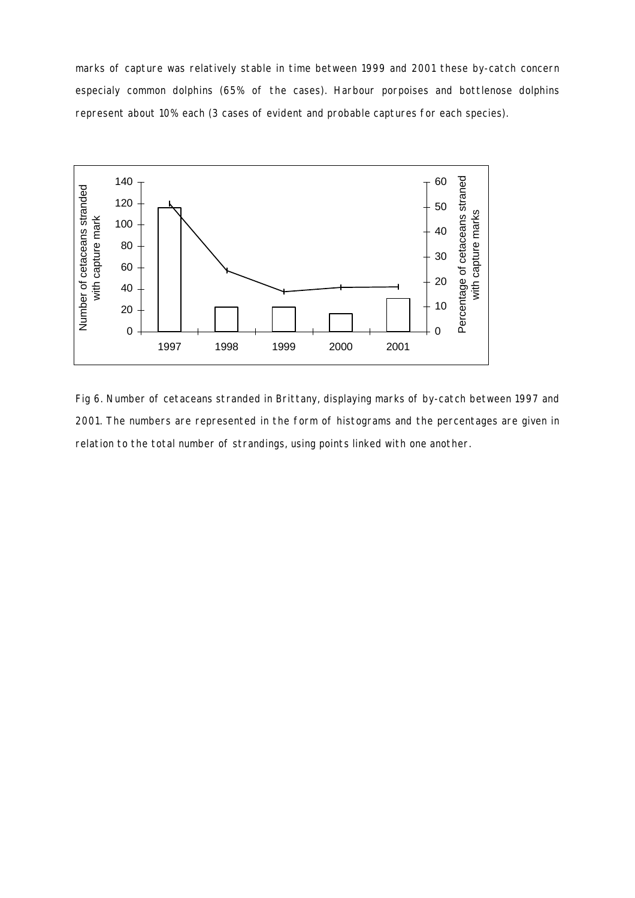marks of capture was relatively stable in time between 1999 and 2001 these by-catch concern especialy common dolphins (65% of the cases). Harbour porpoises and bottlenose dolphins represent about 10% each (3 cases of evident and probable captures for each species).

Number of cetaceans stranded with capture mark

140
120
100
80
60
40
20
0

1997
1998
1999
2000
2001

Percentage of cetaceans straned with capture marks

60
50
40
30
20
10
0

Fig 6. Number of cetaceans stranded in Brittany, displaying marks of by-catch between 1997 and 2001. The numbers are represented in the form of histograms and the percentages are given in relation to the total number of strandings, using points linked with one another.